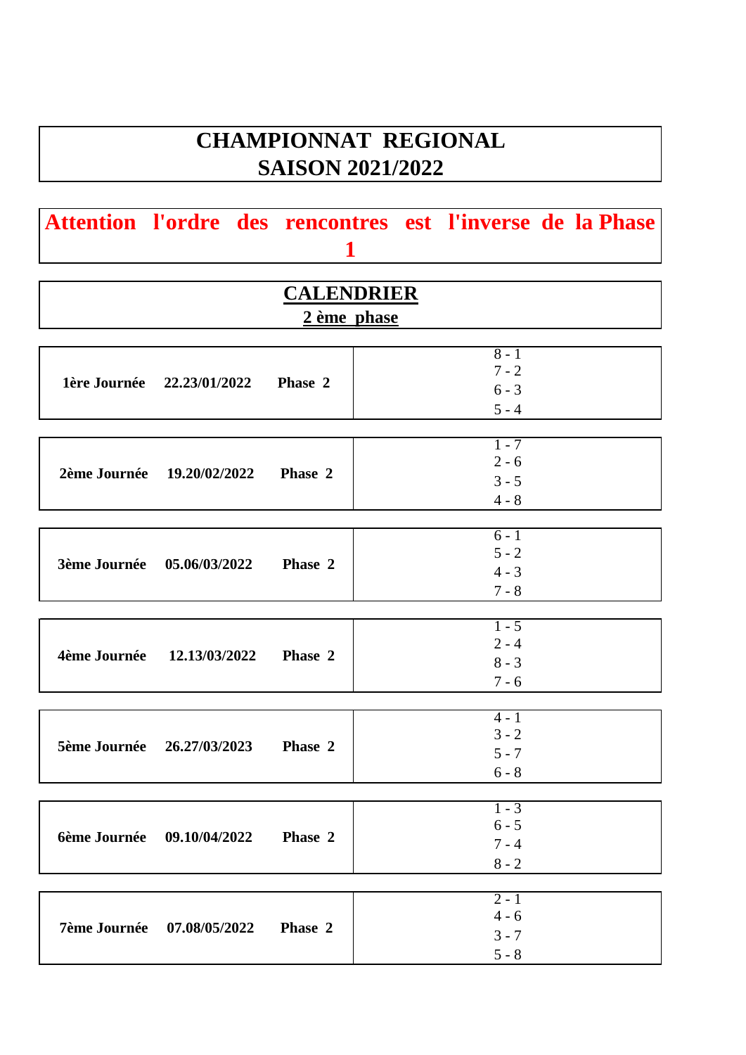# CHAMPIONNAT REGIONAL
# SAISON 2021/2022

**Attention l'ordre des rencontres est l'inverse de la Phase 1**

## CALENDRIER
## 2 ème phase

| Journée | Date | Phase | Rencontres |
|---|---|---|---|
| **1ère Journée** | **22.23/01/2022** | **Phase 2** | 8 - 1<br>7 - 2<br>6 - 3<br>5 - 4 |
| **2ème Journée** | **19.20/02/2022** | **Phase 2** | 1 - 7<br>2 - 6<br>3 - 5<br>4 - 8 |
| **3ème Journée** | **05.06/03/2022** | **Phase 2** | 6 - 1<br>5 - 2<br>4 - 3<br>7 - 8 |
| **4ème Journée** | **12.13/03/2022** | **Phase 2** | 1 - 5<br>2 - 4<br>8 - 3<br>7 - 6 |
| **5ème Journée** | **26.27/03/2023** | **Phase 2** | 4 - 1<br>3 - 2<br>5 - 7<br>6 - 8 |
| **6ème Journée** | **09.10/04/2022** | **Phase 2** | 1 - 3<br>6 - 5<br>7 - 4<br>8 - 2 |
| **7ème Journée** | **07.08/05/2022** | **Phase 2** | 2 - 1<br>4 - 6<br>3 - 7<br>5 - 8 |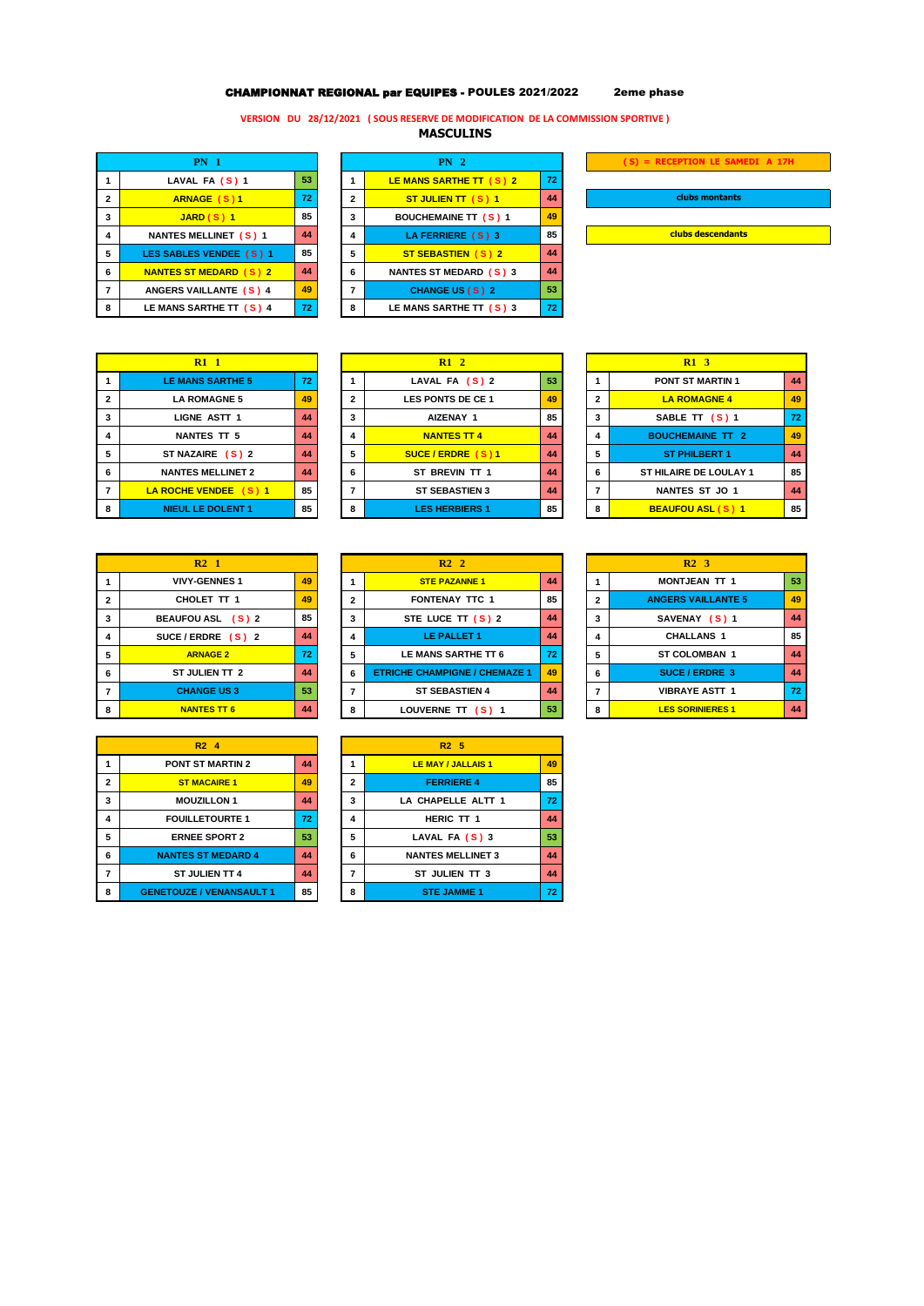# CHAMPIONNAT REGIONAL par EQUIPES - POULES 2021/2022 2eme phase

**VERSION DU 28/12/2021 ( SOUS RESERVE DE MODIFICATION DE LA COMMISSION SPORTIVE )**

## MASCULINS

( S) = RECEPTION LE SAMEDI A 17H

clubs montants

clubs descendants

| PN 1 | | |
|---|---|---|
| 1 | LAVAL FA ( S ) 1 | 53 |
| 2 | ARNAGE ( S ) 1 | 72 |
| 3 | JARD ( S ) 1 | 85 |
| 4 | NANTES MELLINET ( S ) 1 | 44 |
| 5 | LES SABLES VENDEE ( S ) 1 | 85 |
| 6 | NANTES ST MEDARD ( S ) 2 | 44 |
| 7 | ANGERS VAILLANTE ( S ) 4 | 49 |
| 8 | LE MANS SARTHE TT ( S ) 4 | 72 |

| PN 2 | | |
|---|---|---|
| 1 | LE MANS SARTHE TT ( S ) 2 | 72 |
| 2 | ST JULIEN TT ( S ) 1 | 44 |
| 3 | BOUCHEMAINE TT ( S ) 1 | 49 |
| 4 | LA FERRIERE ( S ) 3 | 85 |
| 5 | ST SEBASTIEN ( S ) 2 | 44 |
| 6 | NANTES ST MEDARD ( S ) 3 | 44 |
| 7 | CHANGE US ( S ) 2 | 53 |
| 8 | LE MANS SARTHE TT ( S ) 3 | 72 |

| R1 1 | | |
|---|---|---|
| 1 | LE MANS SARTHE 5 | 72 |
| 2 | LA ROMAGNE 5 | 49 |
| 3 | LIGNE ASTT 1 | 44 |
| 4 | NANTES TT 5 | 44 |
| 5 | ST NAZAIRE ( S ) 2 | 44 |
| 6 | NANTES MELLINET 2 | 44 |
| 7 | LA ROCHE VENDEE ( S ) 1 | 85 |
| 8 | NIEUL LE DOLENT 1 | 85 |

| R1 2 | | |
|---|---|---|
| 1 | LAVAL FA ( S ) 2 | 53 |
| 2 | LES PONTS DE CE 1 | 49 |
| 3 | AIZENAY 1 | 85 |
| 4 | NANTES TT 4 | 44 |
| 5 | SUCE / ERDRE ( S ) 1 | 44 |
| 6 | ST BREVIN TT 1 | 44 |
| 7 | ST SEBASTIEN 3 | 44 |
| 8 | LES HERBIERS 1 | 85 |

| R1 3 | | |
|---|---|---|
| 1 | PONT ST MARTIN 1 | 44 |
| 2 | LA ROMAGNE 4 | 49 |
| 3 | SABLE TT ( S ) 1 | 72 |
| 4 | BOUCHEMAINE TT 2 | 49 |
| 5 | ST PHILBERT 1 | 44 |
| 6 | ST HILAIRE DE LOULAY 1 | 85 |
| 7 | NANTES ST JO 1 | 44 |
| 8 | BEAUFOU ASL ( S ) 1 | 85 |

| R2 1 | | |
|---|---|---|
| 1 | VIVY-GENNES 1 | 49 |
| 2 | CHOLET TT 1 | 49 |
| 3 | BEAUFOU ASL ( S ) 2 | 85 |
| 4 | SUCE / ERDRE ( S ) 2 | 44 |
| 5 | ARNAGE 2 | 72 |
| 6 | ST JULIEN TT 2 | 44 |
| 7 | CHANGE US 3 | 53 |
| 8 | NANTES TT 6 | 44 |

| R2 2 | | |
|---|---|---|
| 1 | STE PAZANNE 1 | 44 |
| 2 | FONTENAY TTC 1 | 85 |
| 3 | STE LUCE TT ( S ) 2 | 44 |
| 4 | LE PALLET 1 | 44 |
| 5 | LE MANS SARTHE TT 6 | 72 |
| 6 | ETRICHE CHAMPIGNE / CHEMAZE 1 | 49 |
| 7 | ST SEBASTIEN 4 | 44 |
| 8 | LOUVERNE TT ( S ) 1 | 53 |

| R2 3 | | |
|---|---|---|
| 1 | MONTJEAN TT 1 | 53 |
| 2 | ANGERS VAILLANTE 5 | 49 |
| 3 | SAVENAY ( S ) 1 | 44 |
| 4 | CHALLANS 1 | 85 |
| 5 | ST COLOMBAN 1 | 44 |
| 6 | SUCE / ERDRE 3 | 44 |
| 7 | VIBRAYE ASTT 1 | 72 |
| 8 | LES SORINIERES 1 | 44 |

| R2 4 | | |
|---|---|---|
| 1 | PONT ST MARTIN 2 | 44 |
| 2 | ST MACAIRE 1 | 49 |
| 3 | MOUZILLON 1 | 44 |
| 4 | FOUILLETOURTE 1 | 72 |
| 5 | ERNEE SPORT 2 | 53 |
| 6 | NANTES ST MEDARD 4 | 44 |
| 7 | ST JULIEN TT 4 | 44 |
| 8 | GENETOUZE / VENANSAULT 1 | 85 |

| R2 5 | | |
|---|---|---|
| 1 | LE MAY / JALLAIS 1 | 49 |
| 2 | FERRIERE 4 | 85 |
| 3 | LA CHAPELLE ALTT 1 | 72 |
| 4 | HERIC TT 1 | 44 |
| 5 | LAVAL FA ( S ) 3 | 53 |
| 6 | NANTES MELLINET 3 | 44 |
| 7 | ST JULIEN TT 3 | 44 |
| 8 | STE JAMME 1 | 72 |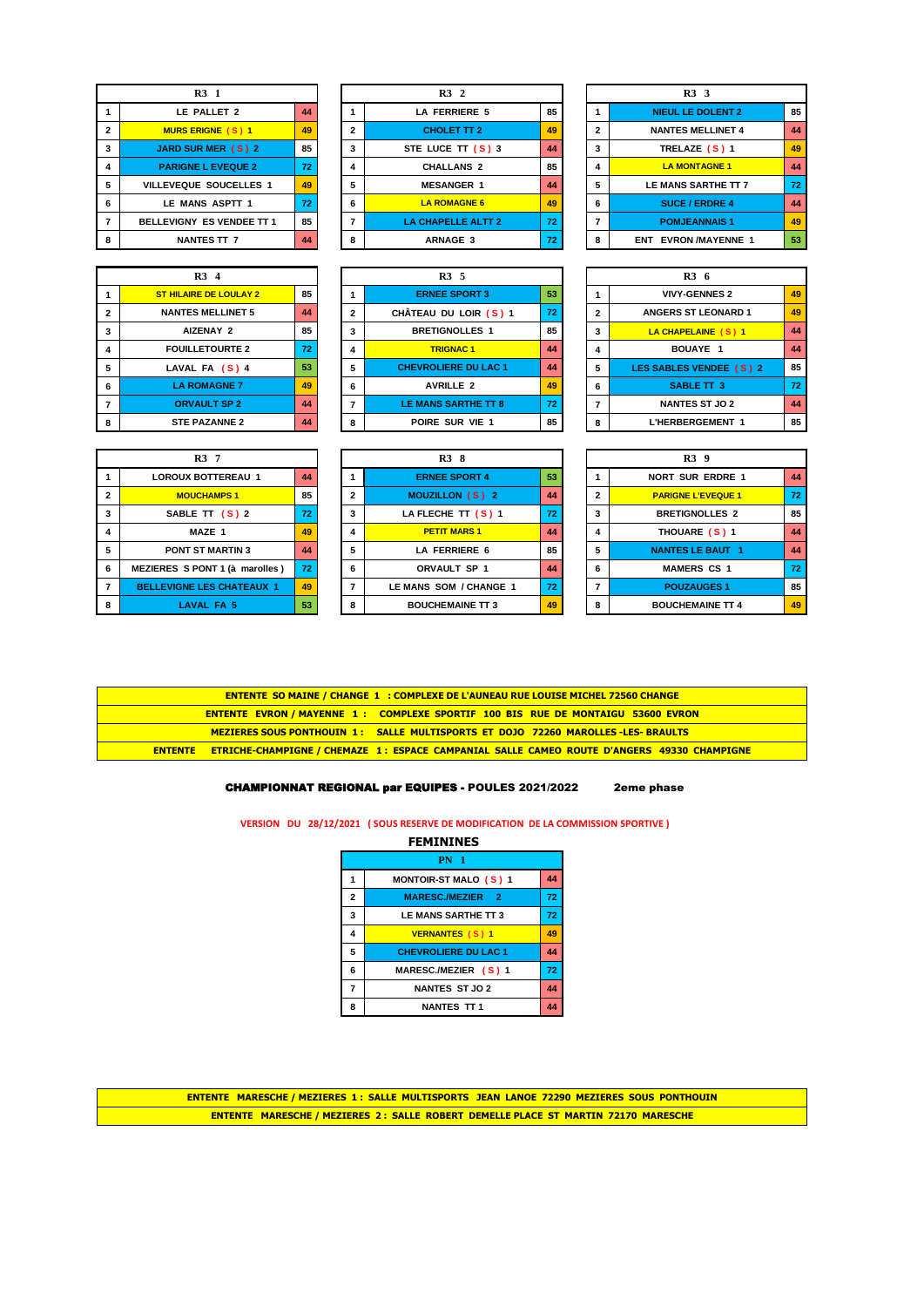| R3 1 | | |
|---|---|---|
| 1 | LE PALLET 2 | 44 |
| 2 | MURS ERIGNE (S) 1 | 49 |
| 3 | JARD SUR MER (S) 2 | 85 |
| 4 | PARIGNE L EVEQUE 2 | 72 |
| 5 | VILLEVEQUE SOUCELLES 1 | 49 |
| 6 | LE MANS ASPTT 1 | 72 |
| 7 | BELLEVIGNY ES VENDEE TT 1 | 85 |
| 8 | NANTES TT 7 | 44 |

| R3 2 | | |
|---|---|---|
| 1 | LA FERRIERE 5 | 85 |
| 2 | CHOLET TT 2 | 49 |
| 3 | STE LUCE TT (S) 3 | 44 |
| 4 | CHALLANS 2 | 85 |
| 5 | MESANGER 1 | 44 |
| 6 | LA ROMAGNE 6 | 49 |
| 7 | LA CHAPELLE ALTT 2 | 72 |
| 8 | ARNAGE 3 | 72 |

| R3 3 | | |
|---|---|---|
| 1 | NIEUL LE DOLENT 2 | 85 |
| 2 | NANTES MELLINET 4 | 44 |
| 3 | TRELAZE (S) 1 | 49 |
| 4 | LA MONTAGNE 1 | 44 |
| 5 | LE MANS SARTHE TT 7 | 72 |
| 6 | SUCE / ERDRE 4 | 44 |
| 7 | POMJEANNAIS 1 | 49 |
| 8 | ENT EVRON /MAYENNE 1 | 53 |

| R3 4 | | |
|---|---|---|
| 1 | ST HILAIRE DE LOULAY 2 | 85 |
| 2 | NANTES MELLINET 5 | 44 |
| 3 | AIZENAY 2 | 85 |
| 4 | FOUILLETOURTE 2 | 72 |
| 5 | LAVAL FA (S) 4 | 53 |
| 6 | LA ROMAGNE 7 | 49 |
| 7 | ORVAULT SP 2 | 44 |
| 8 | STE PAZANNE 2 | 44 |

| R3 5 | | |
|---|---|---|
| 1 | ERNEE SPORT 3 | 53 |
| 2 | CHÂTEAU DU LOIR (S) 1 | 72 |
| 3 | BRETIGNOLLES 1 | 85 |
| 4 | TRIGNAC 1 | 44 |
| 5 | CHEVROLIERE DU LAC 1 | 44 |
| 6 | AVRILLE 2 | 49 |
| 7 | LE MANS SARTHE TT 8 | 72 |
| 8 | POIRE SUR VIE 1 | 85 |

| R3 6 | | |
|---|---|---|
| 1 | VIVY-GENNES 2 | 49 |
| 2 | ANGERS ST LEONARD 1 | 49 |
| 3 | LA CHAPELAINE (S) 1 | 44 |
| 4 | BOUAYE 1 | 44 |
| 5 | LES SABLES VENDEE (S) 2 | 85 |
| 6 | SABLE TT 3 | 72 |
| 7 | NANTES ST JO 2 | 44 |
| 8 | L'HERBERGEMENT 1 | 85 |

| R3 7 | | |
|---|---|---|
| 1 | LOROUX BOTTEREAU 1 | 44 |
| 2 | MOUCHAMPS 1 | 85 |
| 3 | SABLE TT (S) 2 | 72 |
| 4 | MAZE 1 | 49 |
| 5 | PONT ST MARTIN 3 | 44 |
| 6 | MEZIERES S PONT 1 (à marolles) | 72 |
| 7 | BELLEVIGNE LES CHATEAUX 1 | 49 |
| 8 | LAVAL FA 5 | 53 |

| R3 8 | | |
|---|---|---|
| 1 | ERNEE SPORT 4 | 53 |
| 2 | MOUZILLON (S) 2 | 44 |
| 3 | LA FLECHE TT (S) 1 | 72 |
| 4 | PETIT MARS 1 | 44 |
| 5 | LA FERRIERE 6 | 85 |
| 6 | ORVAULT SP 1 | 44 |
| 7 | LE MANS SOM / CHANGE 1 | 72 |
| 8 | BOUCHEMAINE TT 3 | 49 |

| R3 9 | | |
|---|---|---|
| 1 | NORT SUR ERDRE 1 | 44 |
| 2 | PARIGNE L'EVEQUE 1 | 72 |
| 3 | BRETIGNOLLES 2 | 85 |
| 4 | THOUARE (S) 1 | 44 |
| 5 | NANTES LE BAUT 1 | 44 |
| 6 | MAMERS CS 1 | 72 |
| 7 | POUZAUGES 1 | 85 |
| 8 | BOUCHEMAINE TT 4 | 49 |

**ENTENTE SO MAINE / CHANGE 1 : COMPLEXE DE L'AUNEAU RUE LOUISE MICHEL 72560 CHANGE**

**ENTENTE EVRON / MAYENNE 1 : COMPLEXE SPORTIF 100 BIS RUE DE MONTAIGU 53600 EVRON**

**MEZIERES SOUS PONTHOUIN 1 : SALLE MULTISPORTS ET DOJO 72260 MAROLLES -LES- BRAULTS**

**ENTENTE ETRICHE-CHAMPIGNE / CHEMAZE 1 : ESPACE CAMPANIAL SALLE CAMEO ROUTE D'ANGERS 49330 CHAMPIGNE**

## CHAMPIONNAT REGIONAL par EQUIPES - POULES 2021/2022 2eme phase

VERSION DU 28/12/2021 ( SOUS RESERVE DE MODIFICATION DE LA COMMISSION SPORTIVE )

### FEMININES

| PN 1 | | |
|---|---|---|
| 1 | MONTOIR-ST MALO (S) 1 | 44 |
| 2 | MARESC./MEZIER 2 | 72 |
| 3 | LE MANS SARTHE TT 3 | 72 |
| 4 | VERNANTES (S) 1 | 49 |
| 5 | CHEVROLIERE DU LAC 1 | 44 |
| 6 | MARESC./MEZIER (S) 1 | 72 |
| 7 | NANTES ST JO 2 | 44 |
| 8 | NANTES TT 1 | 44 |

**ENTENTE MARESCHE / MEZIERES 1 : SALLE MULTISPORTS JEAN LANOE 72290 MEZIERES SOUS PONTHOUIN**

**ENTENTE MARESCHE / MEZIERES 2 : SALLE ROBERT DEMELLE PLACE ST MARTIN 72170 MARESCHE**